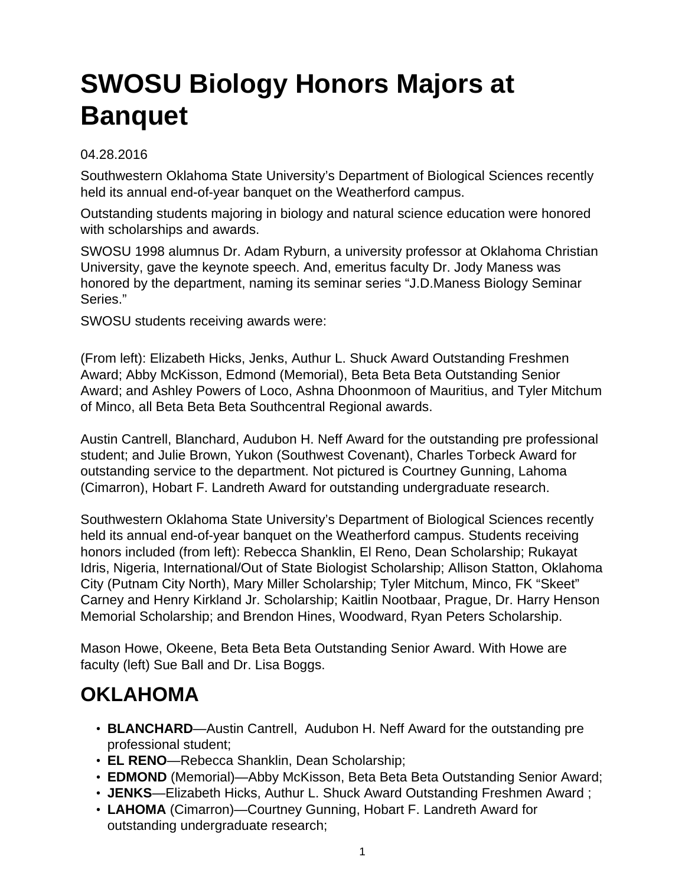# SWOSU Biology Honors Majors at Banquet

04.28.2016

Southwestern Oklahoma State University's Department of Biological Sciences recently held its annual end-of-year banquet on the Weatherford campus.

Outstanding students majoring in biology and natural science education were honored with scholarships and awards.

SWOSU 1998 alumnus Dr. Adam Ryburn, a university professor at Oklahoma Christian University, gave the keynote speech. And, emeritus faculty Dr. Jody Maness was honored by the department, naming its seminar series "J.D.Maness Biology Seminar Series."

SWOSU students receiving awards were:

(From left): Elizabeth Hicks, Jenks, Authur L. Shuck Award Outstanding Freshmen Award; Abby McKisson, Edmond (Memorial), Beta Beta Beta Outstanding Senior Award; and Ashley Powers of Loco, Ashna Dhoonmoon of Mauritius, and Tyler Mitchum of Minco, all Beta Beta Beta Southcentral Regional awards.

Austin Cantrell, Blanchard, Audubon H. Neff Award for the outstanding pre professional student; and Julie Brown, Yukon (Southwest Covenant), Charles Torbeck Award for outstanding service to the department. Not pictured is Courtney Gunning, Lahoma (Cimarron), Hobart F. Landreth Award for outstanding undergraduate research.

Southwestern Oklahoma State University's Department of Biological Sciences recently held its annual end-of-year banquet on the Weatherford campus. Students receiving honors included (from left): Rebecca Shanklin, El Reno, Dean Scholarship; Rukayat Idris, Nigeria, International/Out of State Biologist Scholarship; Allison Statton, Oklahoma City (Putnam City North), Mary Miller Scholarship; Tyler Mitchum, Minco, FK "Skeet" Carney and Henry Kirkland Jr. Scholarship; Kaitlin Nootbaar, Prague, Dr. Harry Henson Memorial Scholarship; and Brendon Hines, Woodward, Ryan Peters Scholarship.

Mason Howe, Okeene, Beta Beta Beta Outstanding Senior Award. With Howe are faculty (left) Sue Ball and Dr. Lisa Boggs.

## OKLAHOMA

- **BLANCHARD**—Austin Cantrell, Audubon H. Neff Award for the outstanding pre professional student;
- **EL RENO**—Rebecca Shanklin, Dean Scholarship;
- **EDMOND** (Memorial)—Abby McKisson, Beta Beta Beta Outstanding Senior Award;
- **JENKS**—Elizabeth Hicks, Authur L. Shuck Award Outstanding Freshmen Award ;
- **LAHOMA** (Cimarron)—Courtney Gunning, Hobart F. Landreth Award for outstanding undergraduate research;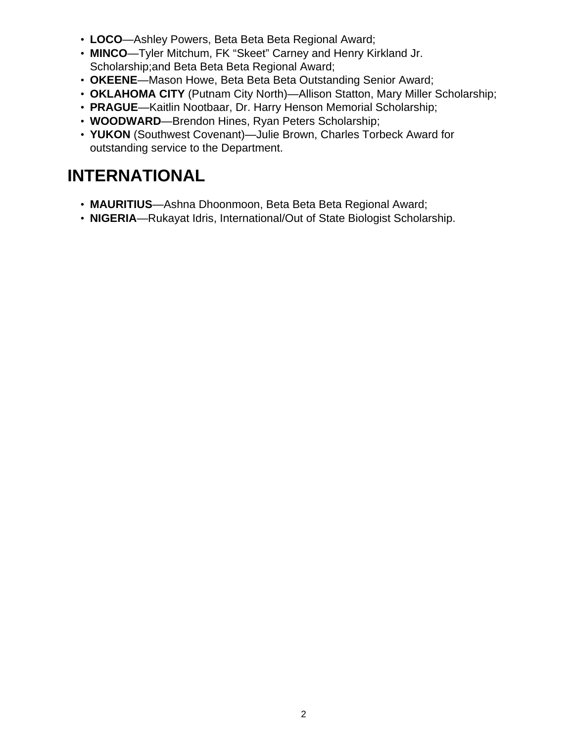- **LOCO**—Ashley Powers, Beta Beta Beta Regional Award;
- **MINCO**—Tyler Mitchum, FK "Skeet" Carney and Henry Kirkland Jr. Scholarship;and Beta Beta Beta Regional Award;
- **OKEENE**—Mason Howe, Beta Beta Beta Outstanding Senior Award;
- **OKLAHOMA CITY** (Putnam City North)—Allison Statton, Mary Miller Scholarship;
- **PRAGUE**—Kaitlin Nootbaar, Dr. Harry Henson Memorial Scholarship;
- **WOODWARD**—Brendon Hines, Ryan Peters Scholarship;
- **YUKON** (Southwest Covenant)—Julie Brown, Charles Torbeck Award for outstanding service to the Department.

# INTERNATIONAL

- **MAURITIUS**—Ashna Dhoonmoon, Beta Beta Beta Regional Award;
- **NIGERIA**—Rukayat Idris, International/Out of State Biologist Scholarship.